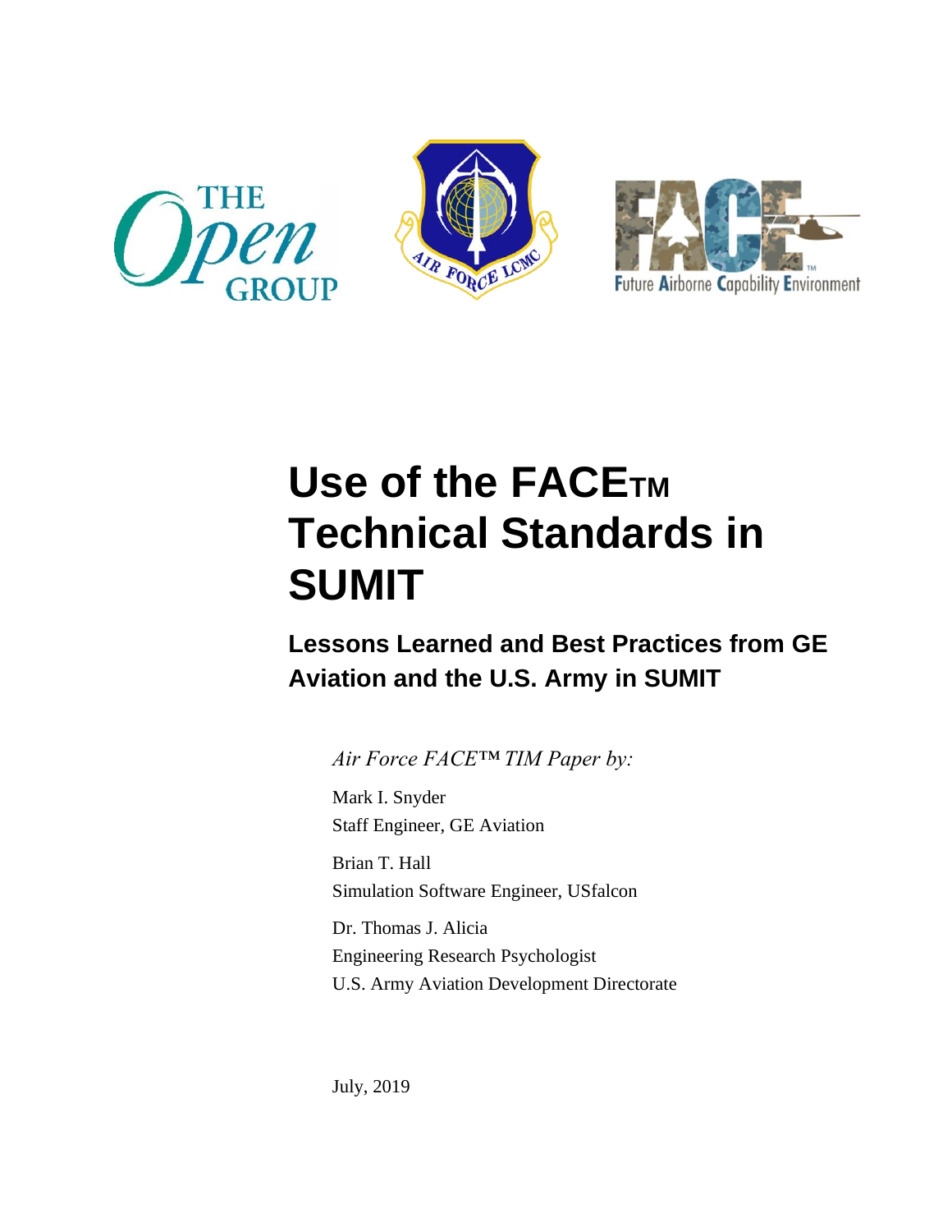# Use of the FACE™ Technical Standards in SUMIT

## Lessons Learned and Best Practices from GE Aviation and the U.S. Army in SUMIT

*Air Force FACE™ TIM Paper by:*

Mark I. Snyder
Staff Engineer, GE Aviation

Brian T. Hall
Simulation Software Engineer, USfalcon

Dr. Thomas J. Alicia
Engineering Research Psychologist
U.S. Army Aviation Development Directorate

July, 2019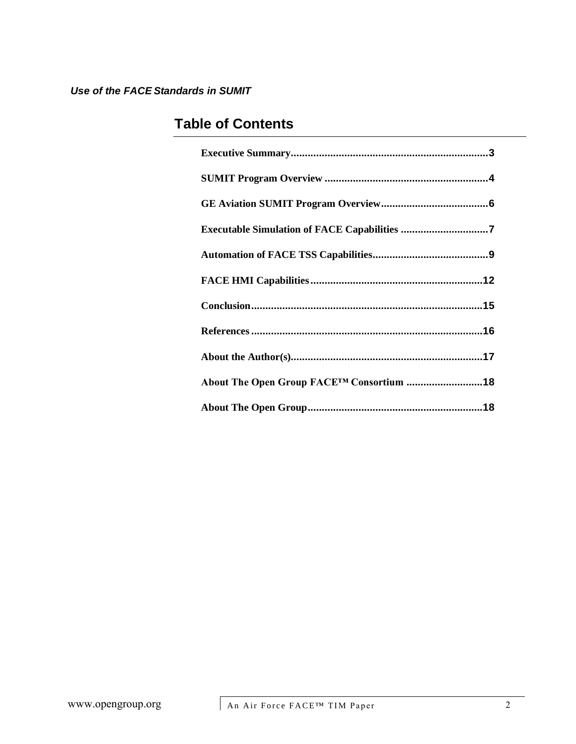## Table of Contents

- Executive Summary......3
- SUMIT Program Overview......4
- GE Aviation SUMIT Program Overview......6
- Executable Simulation of FACE Capabilities......7
- Automation of FACE TSS Capabilities......9
- FACE HMI Capabilities......12
- Conclusion......15
- References......16
- About the Author(s)......17
- About The Open Group FACE™ Consortium......18
- About The Open Group......18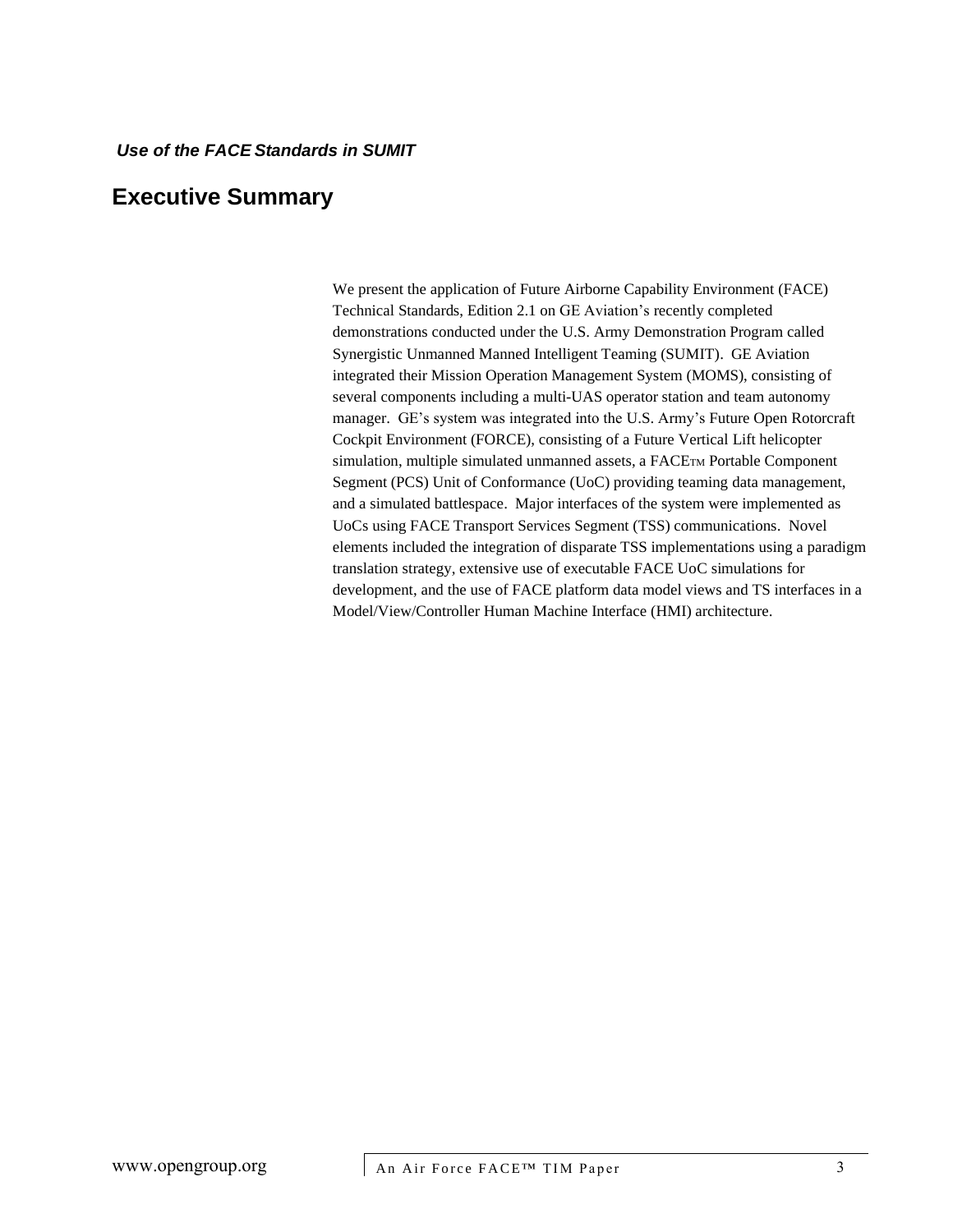# Executive Summary

We present the application of Future Airborne Capability Environment (FACE) Technical Standards, Edition 2.1 on GE Aviation's recently completed demonstrations conducted under the U.S. Army Demonstration Program called Synergistic Unmanned Manned Intelligent Teaming (SUMIT). GE Aviation integrated their Mission Operation Management System (MOMS), consisting of several components including a multi-UAS operator station and team autonomy manager. GE's system was integrated into the U.S. Army's Future Open Rotorcraft Cockpit Environment (FORCE), consisting of a Future Vertical Lift helicopter simulation, multiple simulated unmanned assets, a FACE™ Portable Component Segment (PCS) Unit of Conformance (UoC) providing teaming data management, and a simulated battlespace. Major interfaces of the system were implemented as UoCs using FACE Transport Services Segment (TSS) communications. Novel elements included the integration of disparate TSS implementations using a paradigm translation strategy, extensive use of executable FACE UoC simulations for development, and the use of FACE platform data model views and TS interfaces in a Model/View/Controller Human Machine Interface (HMI) architecture.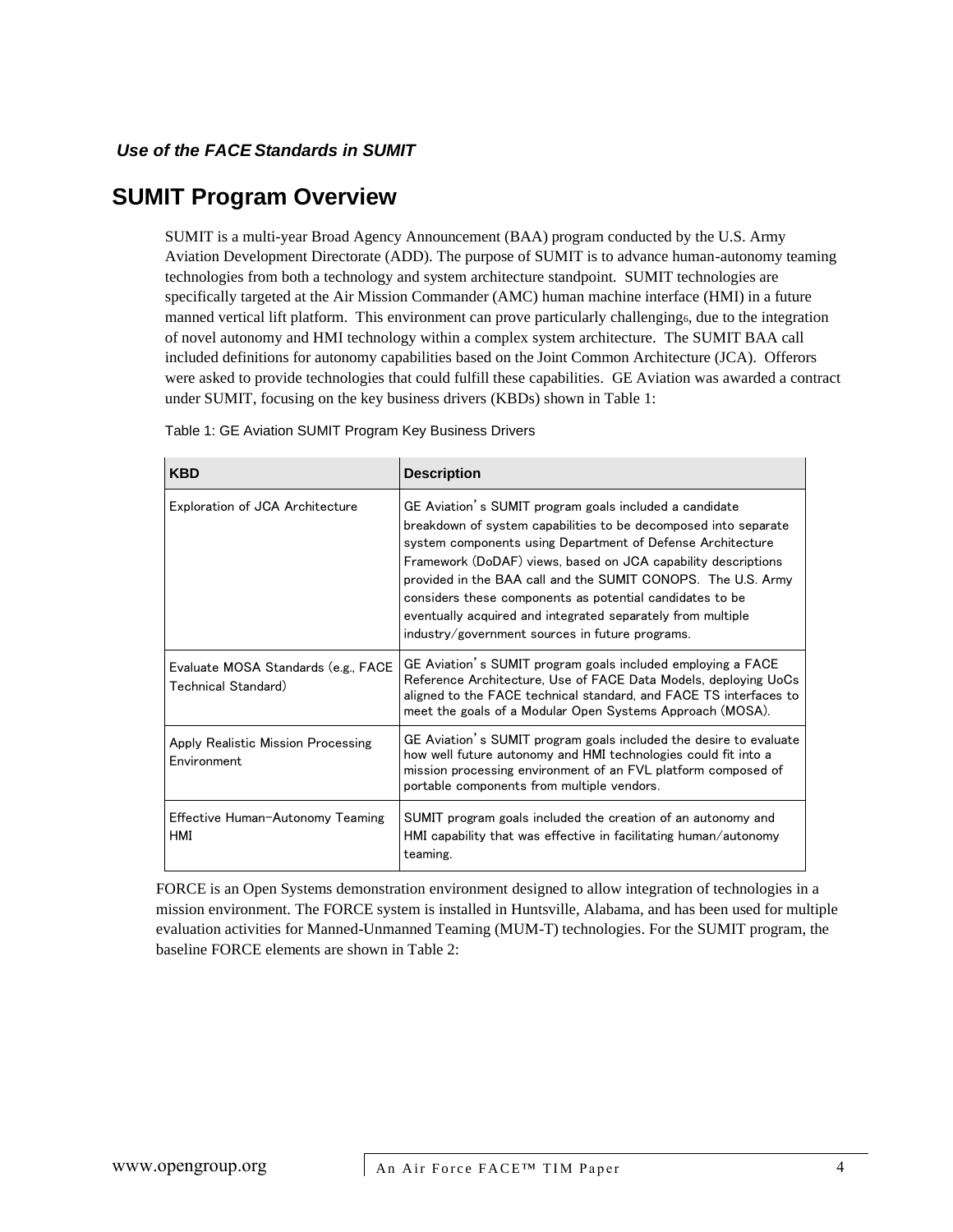## SUMIT Program Overview

SUMIT is a multi-year Broad Agency Announcement (BAA) program conducted by the U.S. Army Aviation Development Directorate (ADD). The purpose of SUMIT is to advance human-autonomy teaming technologies from both a technology and system architecture standpoint. SUMIT technologies are specifically targeted at the Air Mission Commander (AMC) human machine interface (HMI) in a future manned vertical lift platform. This environment can prove particularly challenging[6], due to the integration of novel autonomy and HMI technology within a complex system architecture. The SUMIT BAA call included definitions for autonomy capabilities based on the Joint Common Architecture (JCA). Offerors were asked to provide technologies that could fulfill these capabilities. GE Aviation was awarded a contract under SUMIT, focusing on the key business drivers (KBDs) shown in Table 1:

Table 1: GE Aviation SUMIT Program Key Business Drivers

| KBD | Description |
|---|---|
| Exploration of JCA Architecture | GE Aviation's SUMIT program goals included a candidate breakdown of system capabilities to be decomposed into separate system components using Department of Defense Architecture Framework (DoDAF) views, based on JCA capability descriptions provided in the BAA call and the SUMIT CONOPS. The U.S. Army considers these components as potential candidates to be eventually acquired and integrated separately from multiple industry/government sources in future programs. |
| Evaluate MOSA Standards (e.g., FACE Technical Standard) | GE Aviation's SUMIT program goals included employing a FACE Reference Architecture, Use of FACE Data Models, deploying UoCs aligned to the FACE technical standard, and FACE TS interfaces to meet the goals of a Modular Open Systems Approach (MOSA). |
| Apply Realistic Mission Processing Environment | GE Aviation's SUMIT program goals included the desire to evaluate how well future autonomy and HMI technologies could fit into a mission processing environment of an FVL platform composed of portable components from multiple vendors. |
| Effective Human-Autonomy Teaming HMI | SUMIT program goals included the creation of an autonomy and HMI capability that was effective in facilitating human/autonomy teaming. |

FORCE is an Open Systems demonstration environment designed to allow integration of technologies in a mission environment. The FORCE system is installed in Huntsville, Alabama, and has been used for multiple evaluation activities for Manned-Unmanned Teaming (MUM-T) technologies. For the SUMIT program, the baseline FORCE elements are shown in Table 2: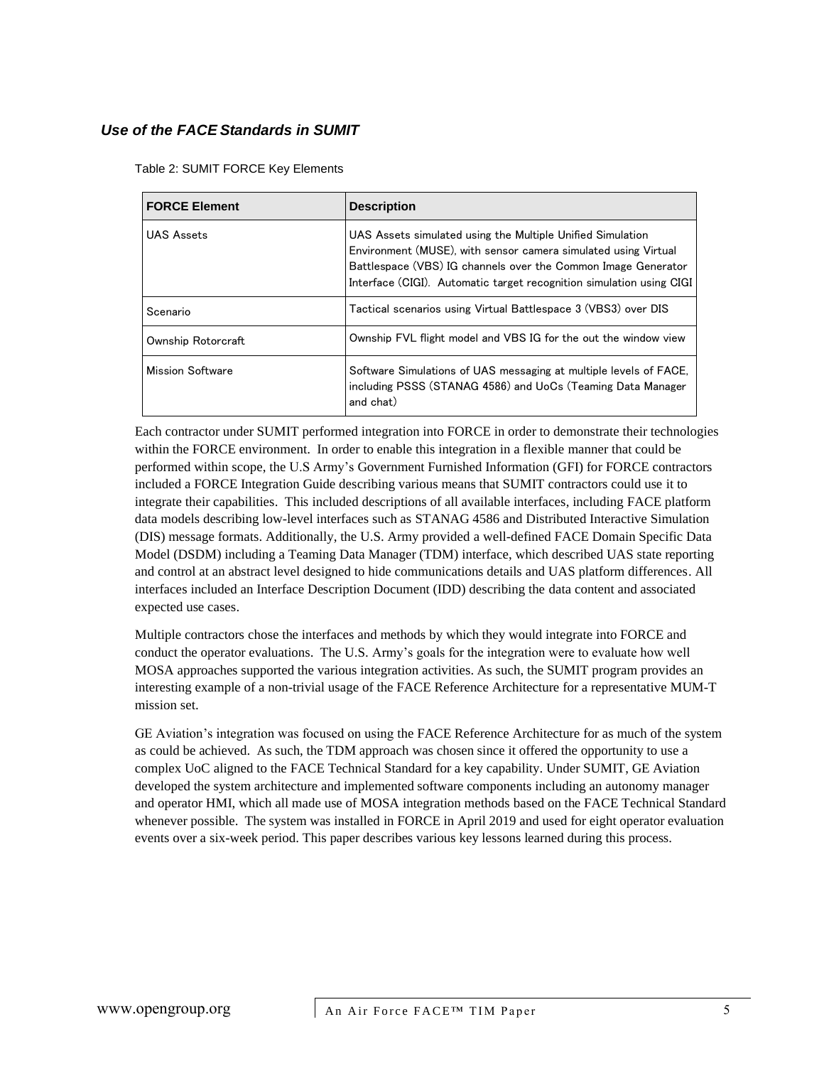### *Use of the FACE Standards in SUMIT*

Table 2: SUMIT FORCE Key Elements

| FORCE Element | Description |
| --- | --- |
| UAS Assets | UAS Assets simulated using the Multiple Unified Simulation Environment (MUSE), with sensor camera simulated using Virtual Battlespace (VBS) IG channels over the Common Image Generator Interface (CIGI). Automatic target recognition simulation using CIGI |
| Scenario | Tactical scenarios using Virtual Battlespace 3 (VBS3) over DIS |
| Ownship Rotorcraft | Ownship FVL flight model and VBS IG for the out the window view |
| Mission Software | Software Simulations of UAS messaging at multiple levels of FACE, including PSSS (STANAG 4586) and UoCs (Teaming Data Manager and chat) |

Each contractor under SUMIT performed integration into FORCE in order to demonstrate their technologies within the FORCE environment. In order to enable this integration in a flexible manner that could be performed within scope, the U.S Army's Government Furnished Information (GFI) for FORCE contractors included a FORCE Integration Guide describing various means that SUMIT contractors could use it to integrate their capabilities. This included descriptions of all available interfaces, including FACE platform data models describing low-level interfaces such as STANAG 4586 and Distributed Interactive Simulation (DIS) message formats. Additionally, the U.S. Army provided a well-defined FACE Domain Specific Data Model (DSDM) including a Teaming Data Manager (TDM) interface, which described UAS state reporting and control at an abstract level designed to hide communications details and UAS platform differences. All interfaces included an Interface Description Document (IDD) describing the data content and associated expected use cases.

Multiple contractors chose the interfaces and methods by which they would integrate into FORCE and conduct the operator evaluations. The U.S. Army's goals for the integration were to evaluate how well MOSA approaches supported the various integration activities. As such, the SUMIT program provides an interesting example of a non-trivial usage of the FACE Reference Architecture for a representative MUM-T mission set.

GE Aviation's integration was focused on using the FACE Reference Architecture for as much of the system as could be achieved. As such, the TDM approach was chosen since it offered the opportunity to use a complex UoC aligned to the FACE Technical Standard for a key capability. Under SUMIT, GE Aviation developed the system architecture and implemented software components including an autonomy manager and operator HMI, which all made use of MOSA integration methods based on the FACE Technical Standard whenever possible. The system was installed in FORCE in April 2019 and used for eight operator evaluation events over a six-week period. This paper describes various key lessons learned during this process.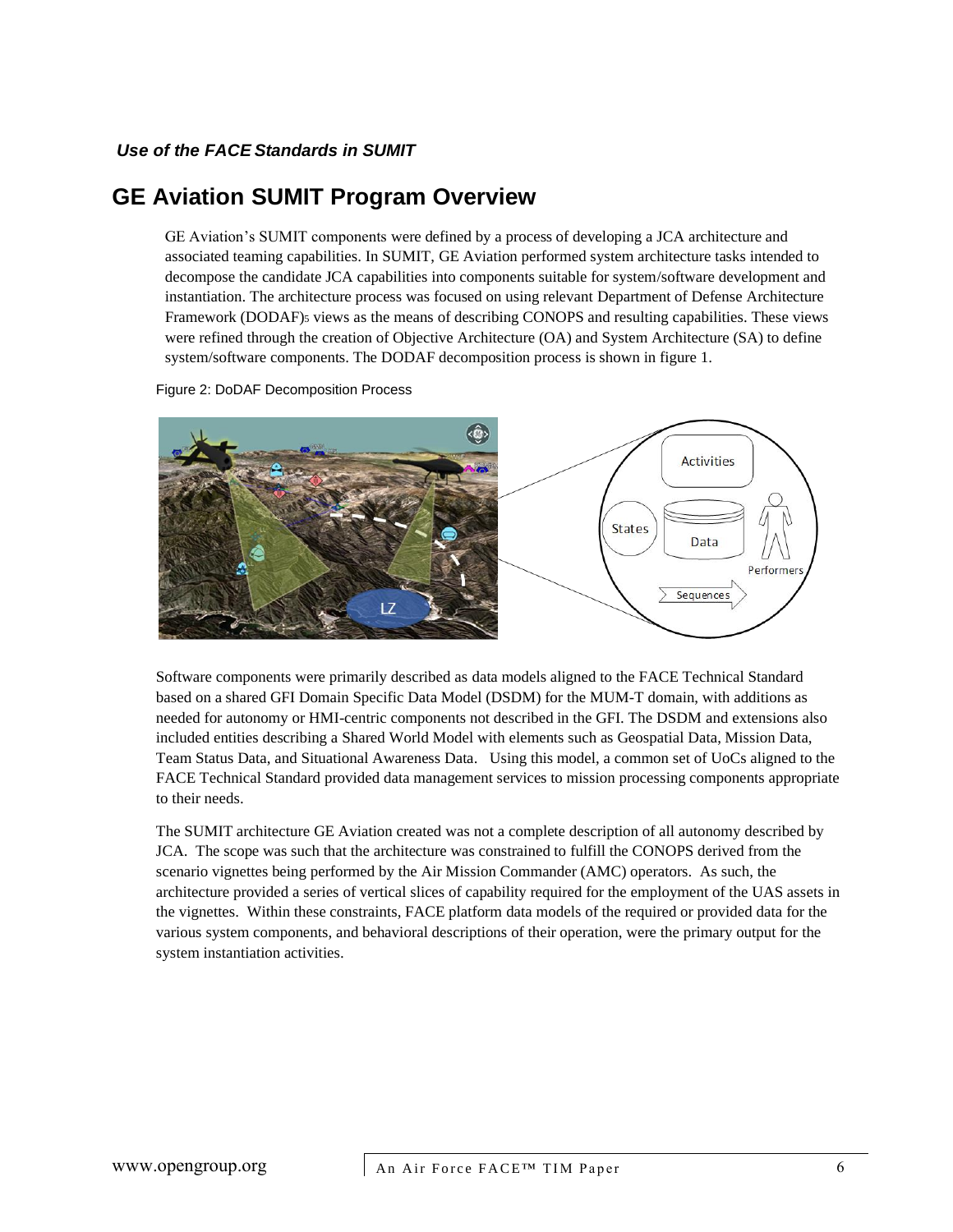*Use of the FACE Standards in SUMIT*

# GE Aviation SUMIT Program Overview

GE Aviation's SUMIT components were defined by a process of developing a JCA architecture and associated teaming capabilities. In SUMIT, GE Aviation performed system architecture tasks intended to decompose the candidate JCA capabilities into components suitable for system/software development and instantiation. The architecture process was focused on using relevant Department of Defense Architecture Framework (DODAF)[5] views as the means of describing CONOPS and resulting capabilities. These views were refined through the creation of Objective Architecture (OA) and System Architecture (SA) to define system/software components. The DODAF decomposition process is shown in figure 1.

Figure 2: DoDAF Decomposition Process

Software components were primarily described as data models aligned to the FACE Technical Standard based on a shared GFI Domain Specific Data Model (DSDM) for the MUM-T domain, with additions as needed for autonomy or HMI-centric components not described in the GFI. The DSDM and extensions also included entities describing a Shared World Model with elements such as Geospatial Data, Mission Data, Team Status Data, and Situational Awareness Data. Using this model, a common set of UoCs aligned to the FACE Technical Standard provided data management services to mission processing components appropriate to their needs.

The SUMIT architecture GE Aviation created was not a complete description of all autonomy described by JCA. The scope was such that the architecture was constrained to fulfill the CONOPS derived from the scenario vignettes being performed by the Air Mission Commander (AMC) operators. As such, the architecture provided a series of vertical slices of capability required for the employment of the UAS assets in the vignettes. Within these constraints, FACE platform data models of the required or provided data for the various system components, and behavioral descriptions of their operation, were the primary output for the system instantiation activities.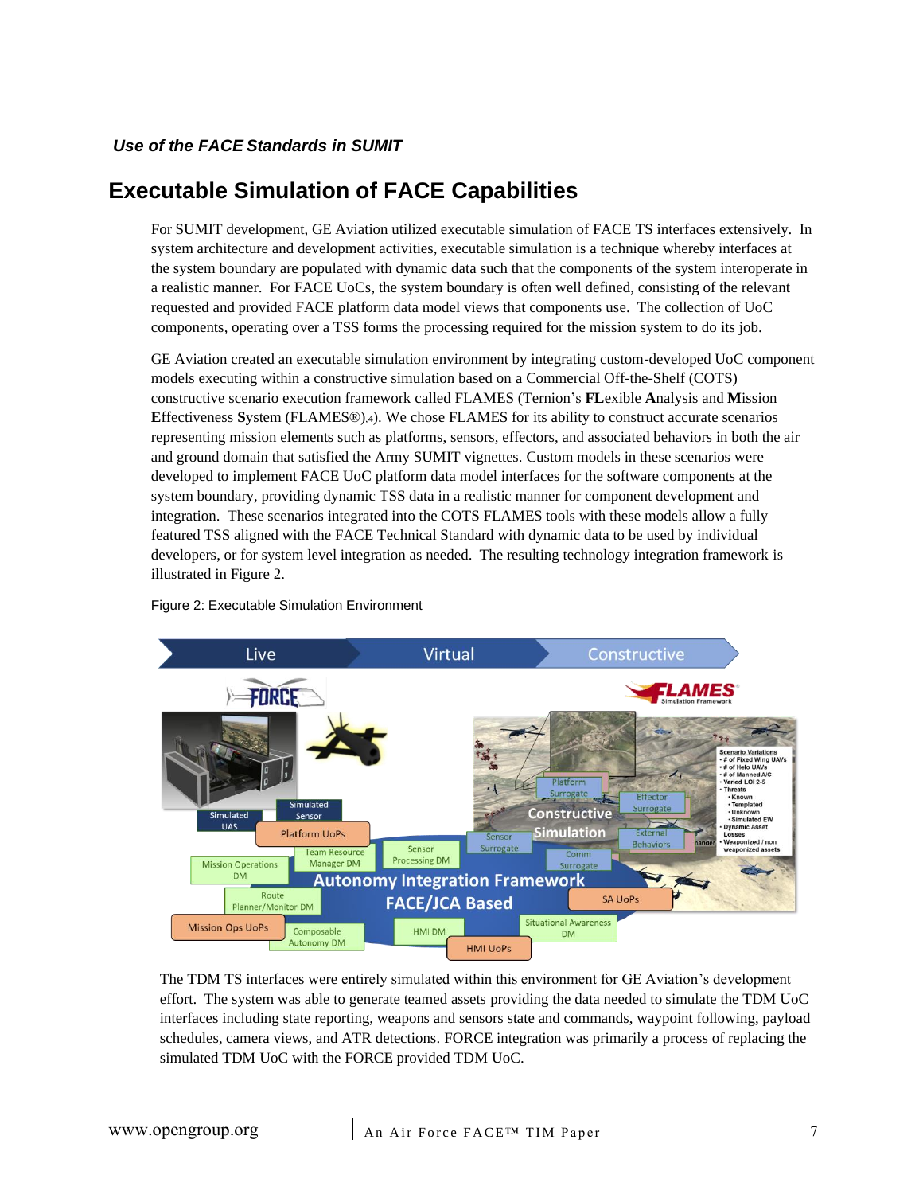*Use of the FACE Standards in SUMIT*

# Executable Simulation of FACE Capabilities

For SUMIT development, GE Aviation utilized executable simulation of FACE TS interfaces extensively. In system architecture and development activities, executable simulation is a technique whereby interfaces at the system boundary are populated with dynamic data such that the components of the system interoperate in a realistic manner. For FACE UoCs, the system boundary is often well defined, consisting of the relevant requested and provided FACE platform data model views that components use. The collection of UoC components, operating over a TSS forms the processing required for the mission system to do its job.

GE Aviation created an executable simulation environment by integrating custom-developed UoC component models executing within a constructive simulation based on a Commercial Off-the-Shelf (COTS) constructive scenario execution framework called FLAMES (Ternion's **FL**exible **A**nalysis and **M**ission **E**ffectiveness **S**ystem (FLAMES®)[4]). We chose FLAMES for its ability to construct accurate scenarios representing mission elements such as platforms, sensors, effectors, and associated behaviors in both the air and ground domain that satisfied the Army SUMIT vignettes. Custom models in these scenarios were developed to implement FACE UoC platform data model interfaces for the software components at the system boundary, providing dynamic TSS data in a realistic manner for component development and integration. These scenarios integrated into the COTS FLAMES tools with these models allow a fully featured TSS aligned with the FACE Technical Standard with dynamic data to be used by individual developers, or for system level integration as needed. The resulting technology integration framework is illustrated in Figure 2.

Figure 2: Executable Simulation Environment

The TDM TS interfaces were entirely simulated within this environment for GE Aviation's development effort. The system was able to generate teamed assets providing the data needed to simulate the TDM UoC interfaces including state reporting, weapons and sensors state and commands, waypoint following, payload schedules, camera views, and ATR detections. FORCE integration was primarily a process of replacing the simulated TDM UoC with the FORCE provided TDM UoC.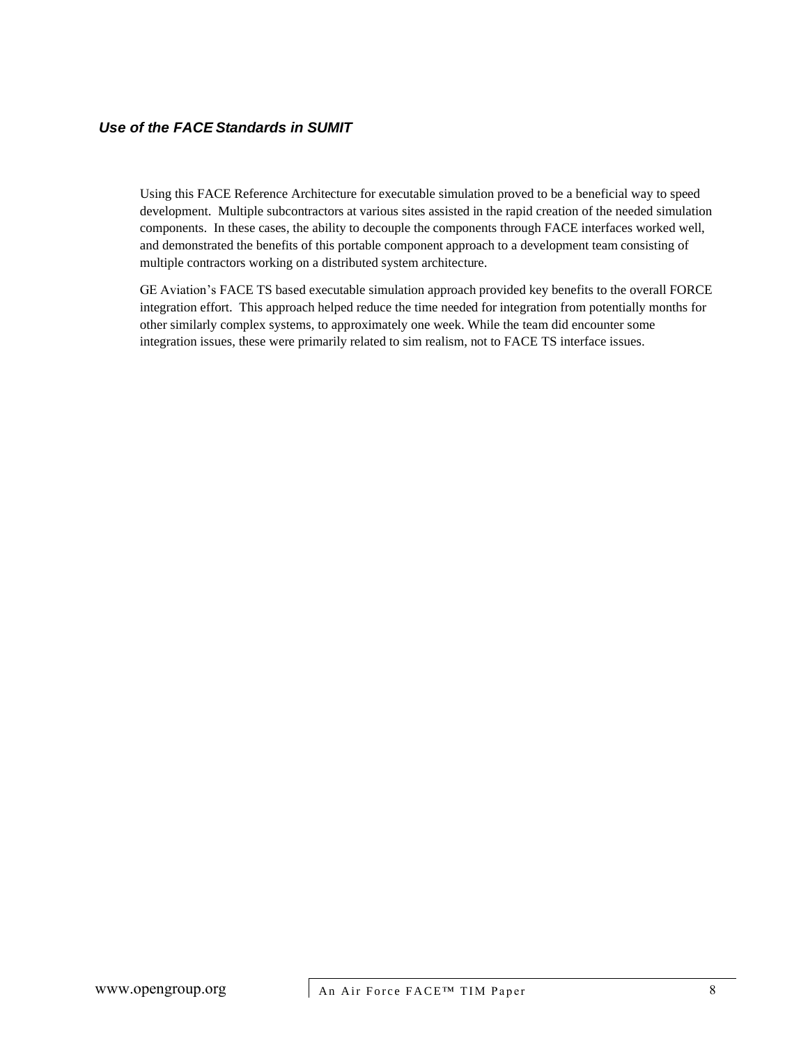### *Use of the FACE Standards in SUMIT*

Using this FACE Reference Architecture for executable simulation proved to be a beneficial way to speed development. Multiple subcontractors at various sites assisted in the rapid creation of the needed simulation components. In these cases, the ability to decouple the components through FACE interfaces worked well, and demonstrated the benefits of this portable component approach to a development team consisting of multiple contractors working on a distributed system architecture.

GE Aviation's FACE TS based executable simulation approach provided key benefits to the overall FORCE integration effort. This approach helped reduce the time needed for integration from potentially months for other similarly complex systems, to approximately one week. While the team did encounter some integration issues, these were primarily related to sim realism, not to FACE TS interface issues.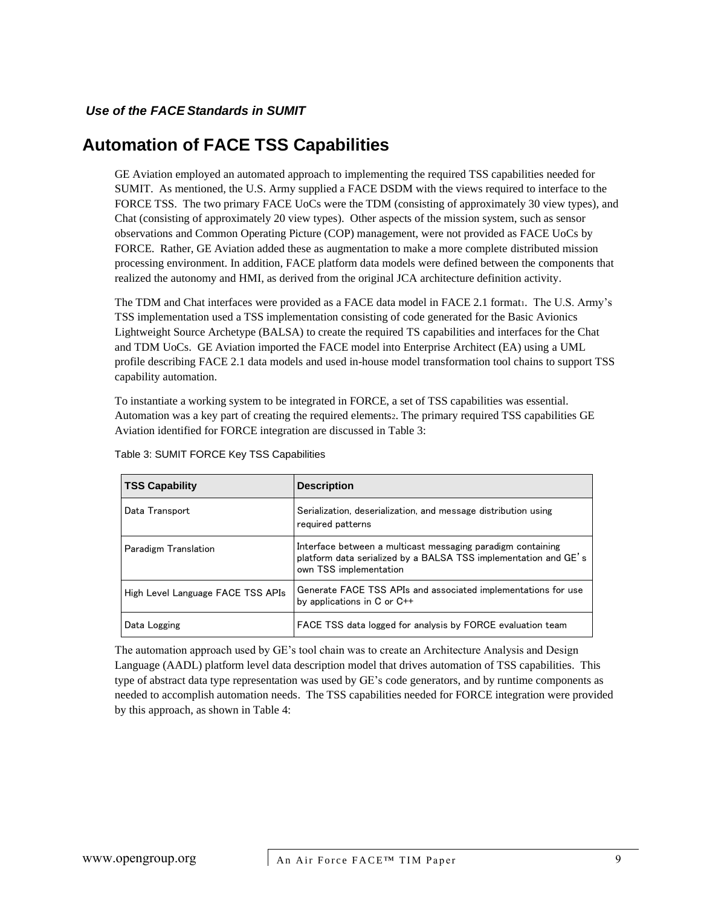*Use of the FACE Standards in SUMIT*

## Automation of FACE TSS Capabilities

GE Aviation employed an automated approach to implementing the required TSS capabilities needed for SUMIT. As mentioned, the U.S. Army supplied a FACE DSDM with the views required to interface to the FORCE TSS. The two primary FACE UoCs were the TDM (consisting of approximately 30 view types), and Chat (consisting of approximately 20 view types). Other aspects of the mission system, such as sensor observations and Common Operating Picture (COP) management, were not provided as FACE UoCs by FORCE. Rather, GE Aviation added these as augmentation to make a more complete distributed mission processing environment. In addition, FACE platform data models were defined between the components that realized the autonomy and HMI, as derived from the original JCA architecture definition activity.

The TDM and Chat interfaces were provided as a FACE data model in FACE 2.1 format[1]. The U.S. Army's TSS implementation used a TSS implementation consisting of code generated for the Basic Avionics Lightweight Source Archetype (BALSA) to create the required TS capabilities and interfaces for the Chat and TDM UoCs. GE Aviation imported the FACE model into Enterprise Architect (EA) using a UML profile describing FACE 2.1 data models and used in-house model transformation tool chains to support TSS capability automation.

To instantiate a working system to be integrated in FORCE, a set of TSS capabilities was essential. Automation was a key part of creating the required elements[2]. The primary required TSS capabilities GE Aviation identified for FORCE integration are discussed in Table 3:

Table 3: SUMIT FORCE Key TSS Capabilities

| TSS Capability | Description |
| --- | --- |
| Data Transport | Serialization, deserialization, and message distribution using required patterns |
| Paradigm Translation | Interface between a multicast messaging paradigm containing platform data serialized by a BALSA TSS implementation and GE's own TSS implementation |
| High Level Language FACE TSS APIs | Generate FACE TSS APIs and associated implementations for use by applications in C or C++ |
| Data Logging | FACE TSS data logged for analysis by FORCE evaluation team |

The automation approach used by GE's tool chain was to create an Architecture Analysis and Design Language (AADL) platform level data description model that drives automation of TSS capabilities. This type of abstract data type representation was used by GE's code generators, and by runtime components as needed to accomplish automation needs. The TSS capabilities needed for FORCE integration were provided by this approach, as shown in Table 4: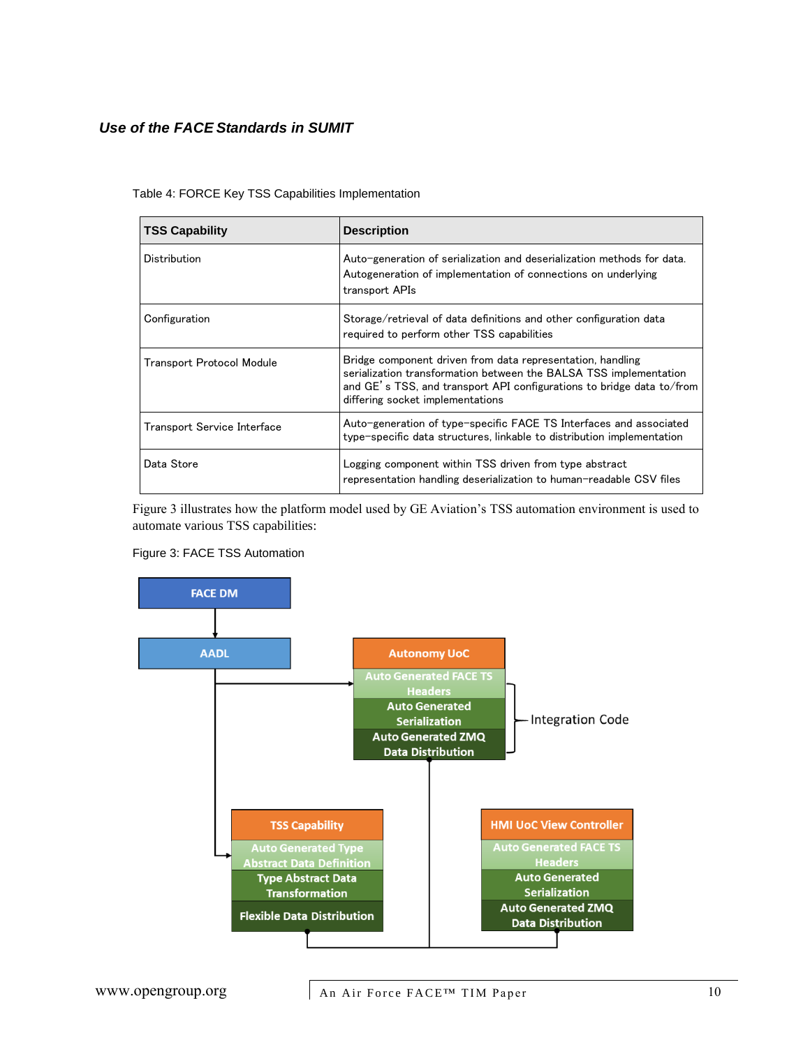Table 4: FORCE Key TSS Capabilities Implementation

| TSS Capability | Description |
|---|---|
| Distribution | Auto-generation of serialization and deserialization methods for data. Autogeneration of implementation of connections on underlying transport APIs |
| Configuration | Storage/retrieval of data definitions and other configuration data required to perform other TSS capabilities |
| Transport Protocol Module | Bridge component driven from data representation, handling serialization transformation between the BALSA TSS implementation and GE's TSS, and transport API configurations to bridge data to/from differing socket implementations |
| Transport Service Interface | Auto-generation of type-specific FACE TS Interfaces and associated type-specific data structures, linkable to distribution implementation |
| Data Store | Logging component within TSS driven from type abstract representation handling deserialization to human-readable CSV files |

Figure 3 illustrates how the platform model used by GE Aviation's TSS automation environment is used to automate various TSS capabilities:

Figure 3: FACE TSS Automation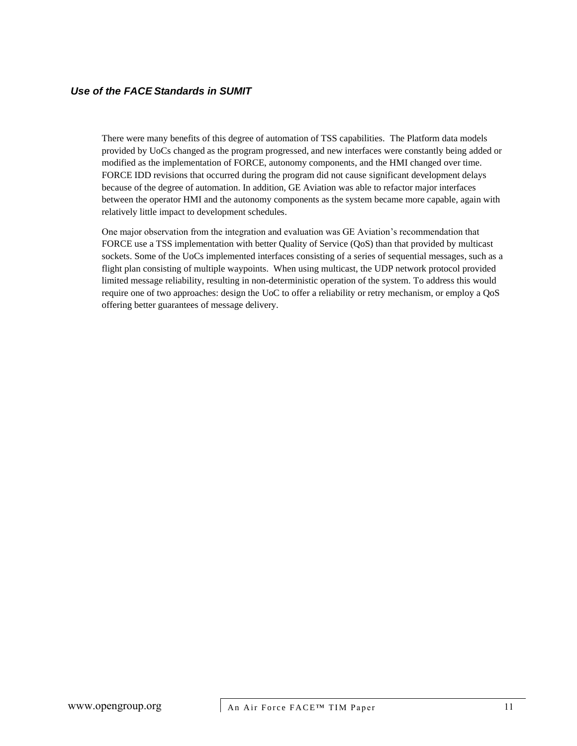### *Use of the FACE Standards in SUMIT*

There were many benefits of this degree of automation of TSS capabilities. The Platform data models provided by UoCs changed as the program progressed, and new interfaces were constantly being added or modified as the implementation of FORCE, autonomy components, and the HMI changed over time. FORCE IDD revisions that occurred during the program did not cause significant development delays because of the degree of automation. In addition, GE Aviation was able to refactor major interfaces between the operator HMI and the autonomy components as the system became more capable, again with relatively little impact to development schedules.

One major observation from the integration and evaluation was GE Aviation's recommendation that FORCE use a TSS implementation with better Quality of Service (QoS) than that provided by multicast sockets. Some of the UoCs implemented interfaces consisting of a series of sequential messages, such as a flight plan consisting of multiple waypoints. When using multicast, the UDP network protocol provided limited message reliability, resulting in non-deterministic operation of the system. To address this would require one of two approaches: design the UoC to offer a reliability or retry mechanism, or employ a QoS offering better guarantees of message delivery.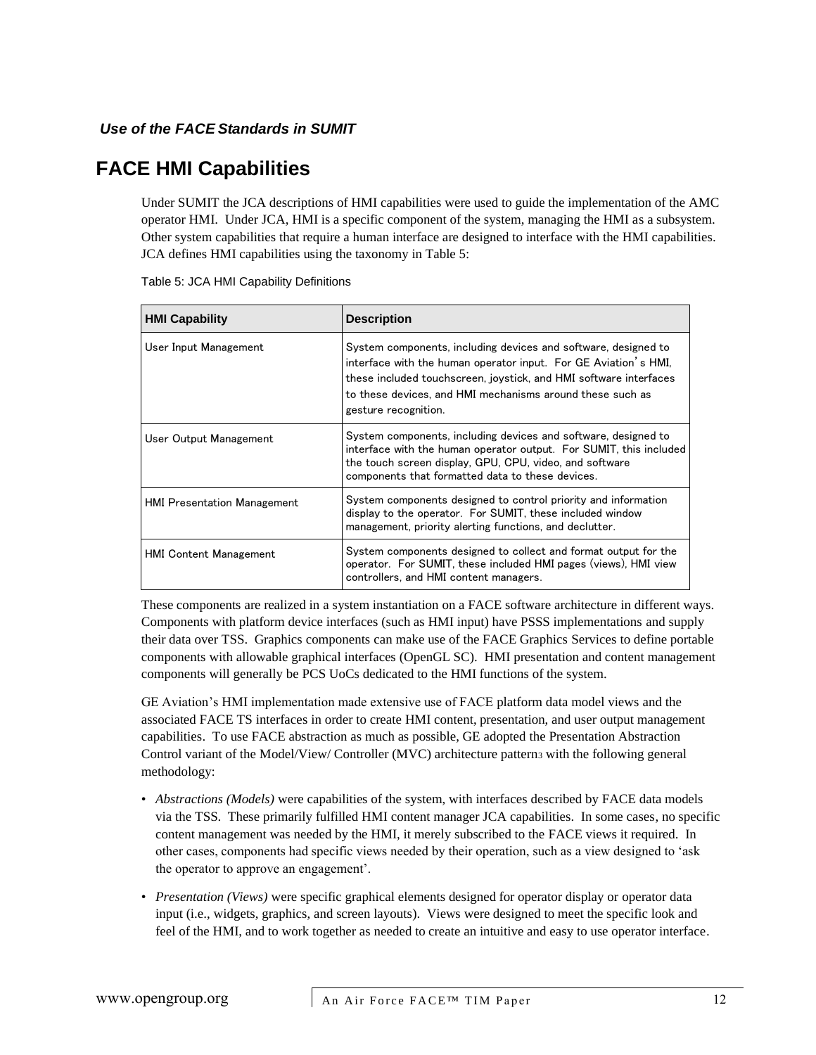*Use of the FACE Standards in SUMIT*

# FACE HMI Capabilities

Under SUMIT the JCA descriptions of HMI capabilities were used to guide the implementation of the AMC operator HMI. Under JCA, HMI is a specific component of the system, managing the HMI as a subsystem. Other system capabilities that require a human interface are designed to interface with the HMI capabilities. JCA defines HMI capabilities using the taxonomy in Table 5:

Table 5: JCA HMI Capability Definitions

| HMI Capability | Description |
|---|---|
| User Input Management | System components, including devices and software, designed to interface with the human operator input. For GE Aviation's HMI, these included touchscreen, joystick, and HMI software interfaces to these devices, and HMI mechanisms around these such as gesture recognition. |
| User Output Management | System components, including devices and software, designed to interface with the human operator output. For SUMIT, this included the touch screen display, GPU, CPU, video, and software components that formatted data to these devices. |
| HMI Presentation Management | System components designed to control priority and information display to the operator. For SUMIT, these included window management, priority alerting functions, and declutter. |
| HMI Content Management | System components designed to collect and format output for the operator. For SUMIT, these included HMI pages (views), HMI view controllers, and HMI content managers. |

These components are realized in a system instantiation on a FACE software architecture in different ways. Components with platform device interfaces (such as HMI input) have PSSS implementations and supply their data over TSS. Graphics components can make use of the FACE Graphics Services to define portable components with allowable graphical interfaces (OpenGL SC). HMI presentation and content management components will generally be PCS UoCs dedicated to the HMI functions of the system.

GE Aviation's HMI implementation made extensive use of FACE platform data model views and the associated FACE TS interfaces in order to create HMI content, presentation, and user output management capabilities. To use FACE abstraction as much as possible, GE adopted the Presentation Abstraction Control variant of the Model/View/ Controller (MVC) architecture pattern[3] with the following general methodology:

- *Abstractions (Models)* were capabilities of the system, with interfaces described by FACE data models via the TSS. These primarily fulfilled HMI content manager JCA capabilities. In some cases, no specific content management was needed by the HMI, it merely subscribed to the FACE views it required. In other cases, components had specific views needed by their operation, such as a view designed to 'ask the operator to approve an engagement'.
- *Presentation (Views)* were specific graphical elements designed for operator display or operator data input (i.e., widgets, graphics, and screen layouts). Views were designed to meet the specific look and feel of the HMI, and to work together as needed to create an intuitive and easy to use operator interface.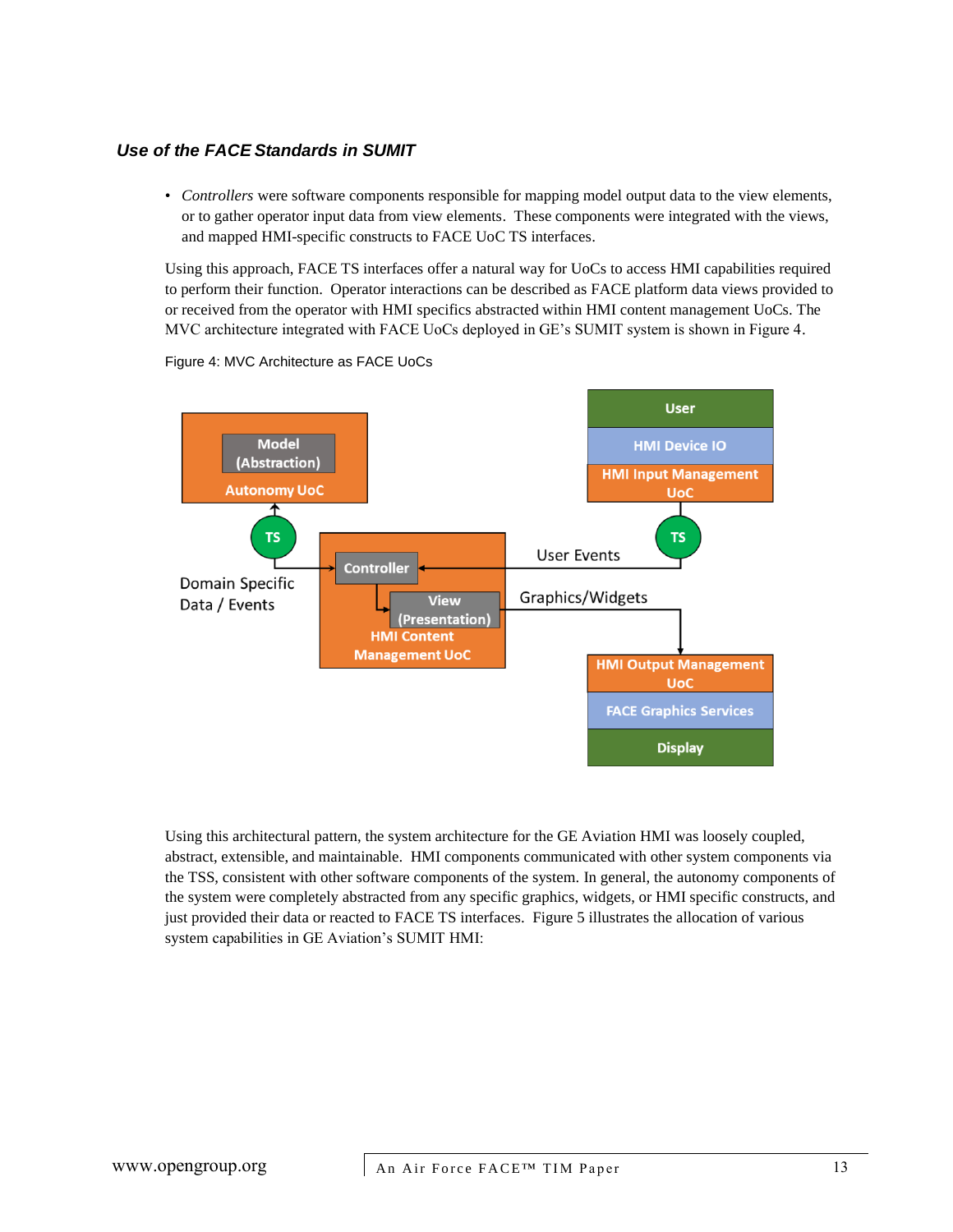### *Use of the FACE Standards in SUMIT*

- *Controllers* were software components responsible for mapping model output data to the view elements, or to gather operator input data from view elements. These components were integrated with the views, and mapped HMI-specific constructs to FACE UoC TS interfaces.

Using this approach, FACE TS interfaces offer a natural way for UoCs to access HMI capabilities required to perform their function. Operator interactions can be described as FACE platform data views provided to or received from the operator with HMI specifics abstracted within HMI content management UoCs. The MVC architecture integrated with FACE UoCs deployed in GE's SUMIT system is shown in Figure 4.

Figure 4: MVC Architecture as FACE UoCs

Using this architectural pattern, the system architecture for the GE Aviation HMI was loosely coupled, abstract, extensible, and maintainable. HMI components communicated with other system components via the TSS, consistent with other software components of the system. In general, the autonomy components of the system were completely abstracted from any specific graphics, widgets, or HMI specific constructs, and just provided their data or reacted to FACE TS interfaces. Figure 5 illustrates the allocation of various system capabilities in GE Aviation's SUMIT HMI: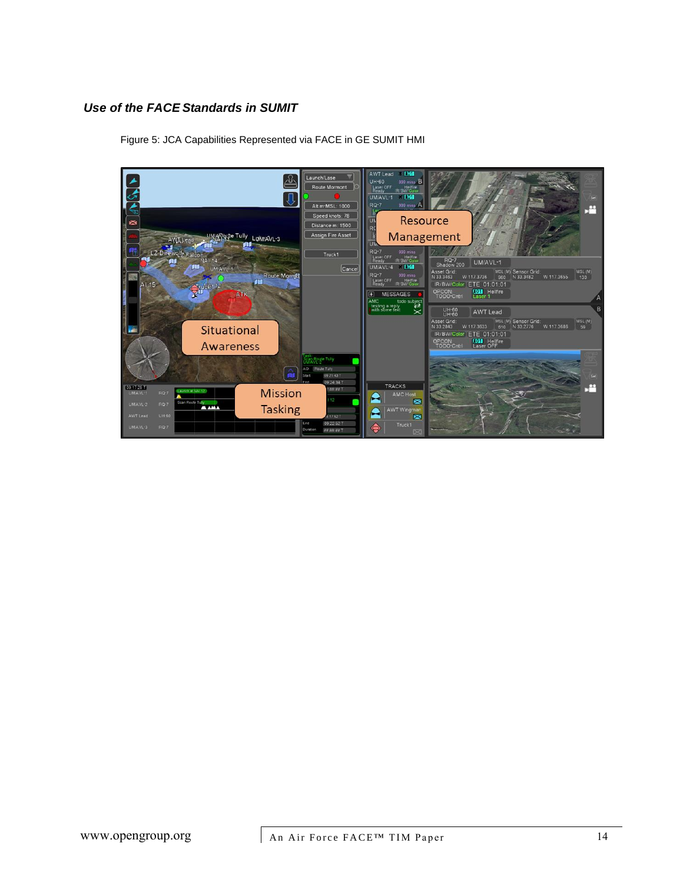### *Use of the FACE Standards in SUMIT*

Figure 5: JCA Capabilities Represented via FACE in GE SUMIT HMI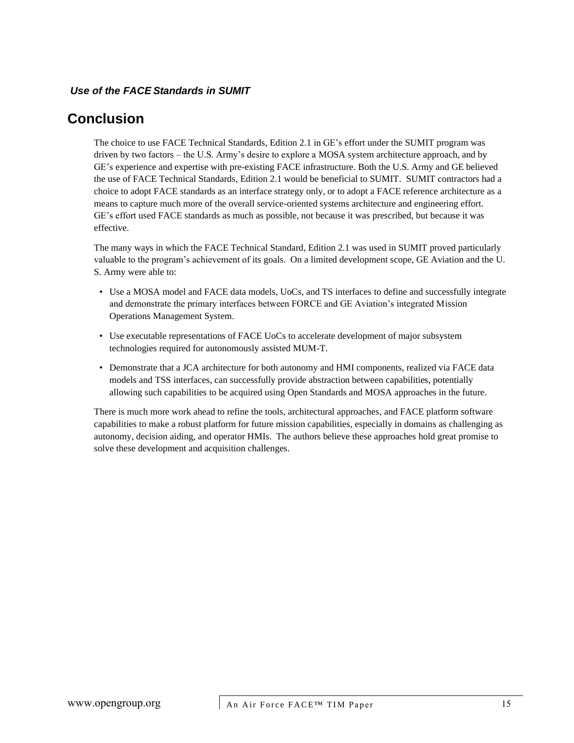## Conclusion

The choice to use FACE Technical Standards, Edition 2.1 in GE's effort under the SUMIT program was driven by two factors – the U.S. Army's desire to explore a MOSA system architecture approach, and by GE's experience and expertise with pre-existing FACE infrastructure. Both the U.S. Army and GE believed the use of FACE Technical Standards, Edition 2.1 would be beneficial to SUMIT. SUMIT contractors had a choice to adopt FACE standards as an interface strategy only, or to adopt a FACE reference architecture as a means to capture much more of the overall service-oriented systems architecture and engineering effort. GE's effort used FACE standards as much as possible, not because it was prescribed, but because it was effective.

The many ways in which the FACE Technical Standard, Edition 2.1 was used in SUMIT proved particularly valuable to the program's achievement of its goals. On a limited development scope, GE Aviation and the U. S. Army were able to:

- Use a MOSA model and FACE data models, UoCs, and TS interfaces to define and successfully integrate and demonstrate the primary interfaces between FORCE and GE Aviation's integrated Mission Operations Management System.
- Use executable representations of FACE UoCs to accelerate development of major subsystem technologies required for autonomously assisted MUM-T.
- Demonstrate that a JCA architecture for both autonomy and HMI components, realized via FACE data models and TSS interfaces, can successfully provide abstraction between capabilities, potentially allowing such capabilities to be acquired using Open Standards and MOSA approaches in the future.

There is much more work ahead to refine the tools, architectural approaches, and FACE platform software capabilities to make a robust platform for future mission capabilities, especially in domains as challenging as autonomy, decision aiding, and operator HMIs. The authors believe these approaches hold great promise to solve these development and acquisition challenges.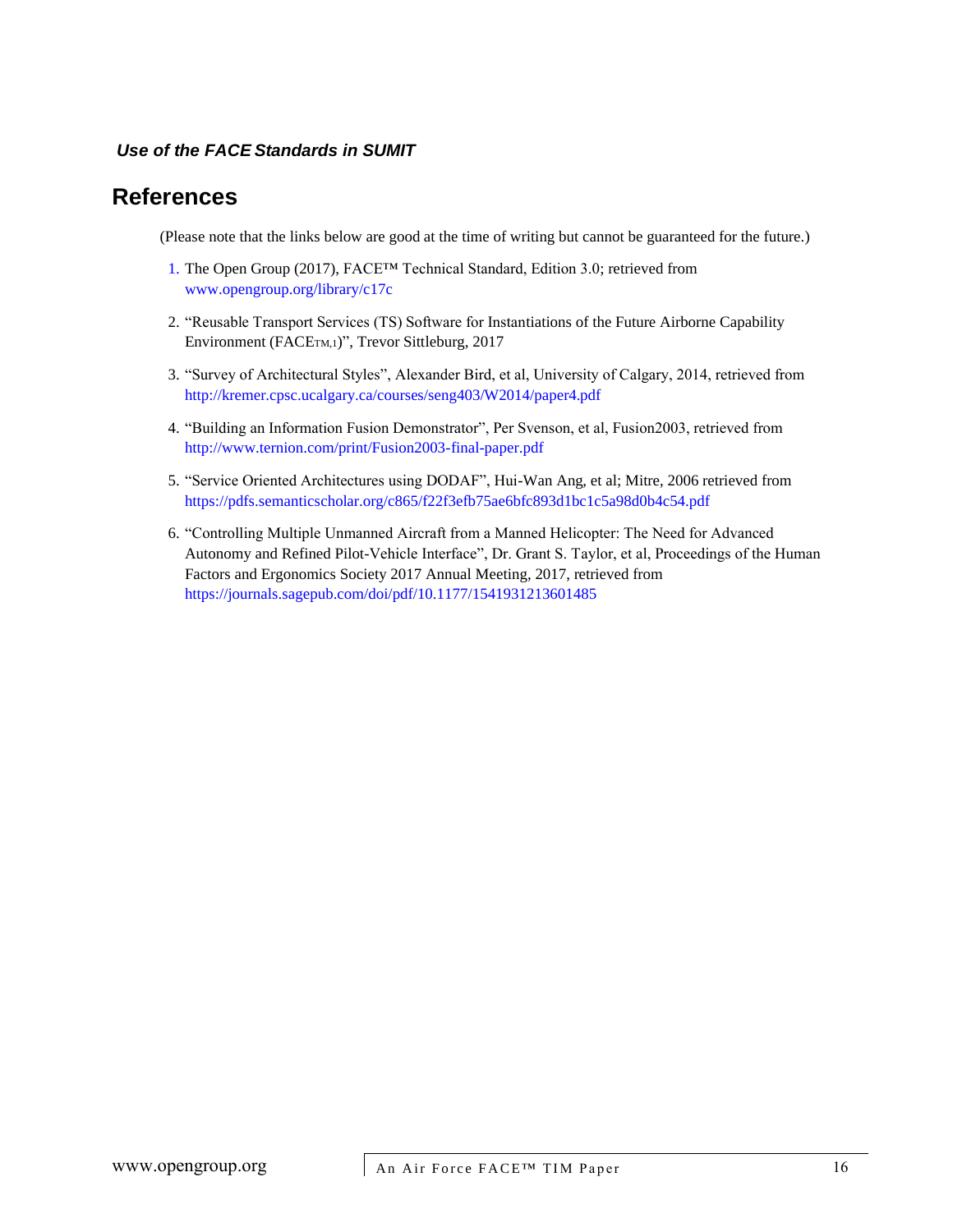# References

(Please note that the links below are good at the time of writing but cannot be guaranteed for the future.)

1. The Open Group (2017), FACE™ Technical Standard, Edition 3.0; retrieved from www.opengroup.org/library/c17c

2. "Reusable Transport Services (TS) Software for Instantiations of the Future Airborne Capability Environment (FACE[TM,1])", Trevor Sittleburg, 2017

3. "Survey of Architectural Styles", Alexander Bird, et al, University of Calgary, 2014, retrieved from http://kremer.cpsc.ucalgary.ca/courses/seng403/W2014/paper4.pdf

4. "Building an Information Fusion Demonstrator", Per Svenson, et al, Fusion2003, retrieved from http://www.ternion.com/print/Fusion2003-final-paper.pdf

5. "Service Oriented Architectures using DODAF", Hui-Wan Ang, et al; Mitre, 2006 retrieved from https://pdfs.semanticscholar.org/c865/f22f3efb75ae6bfc893d1bc1c5a98d0b4c54.pdf

6. "Controlling Multiple Unmanned Aircraft from a Manned Helicopter: The Need for Advanced Autonomy and Refined Pilot-Vehicle Interface", Dr. Grant S. Taylor, et al, Proceedings of the Human Factors and Ergonomics Society 2017 Annual Meeting, 2017, retrieved from https://journals.sagepub.com/doi/pdf/10.1177/1541931213601485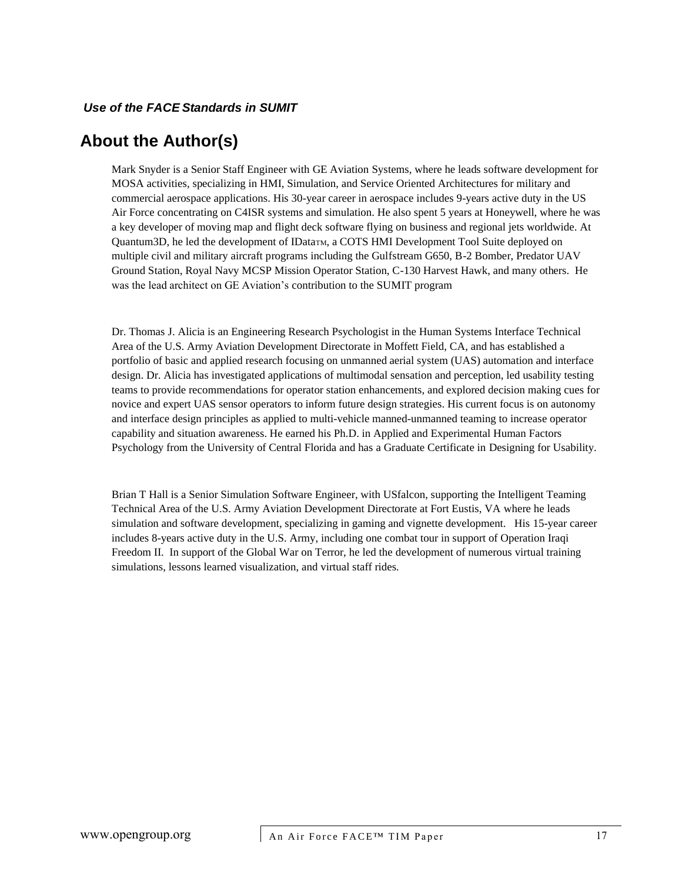## About the Author(s)

Mark Snyder is a Senior Staff Engineer with GE Aviation Systems, where he leads software development for MOSA activities, specializing in HMI, Simulation, and Service Oriented Architectures for military and commercial aerospace applications. His 30-year career in aerospace includes 9-years active duty in the US Air Force concentrating on C4ISR systems and simulation. He also spent 5 years at Honeywell, where he was a key developer of moving map and flight deck software flying on business and regional jets worldwide. At Quantum3D, he led the development of IData™, a COTS HMI Development Tool Suite deployed on multiple civil and military aircraft programs including the Gulfstream G650, B-2 Bomber, Predator UAV Ground Station, Royal Navy MCSP Mission Operator Station, C-130 Harvest Hawk, and many others. He was the lead architect on GE Aviation's contribution to the SUMIT program

Dr. Thomas J. Alicia is an Engineering Research Psychologist in the Human Systems Interface Technical Area of the U.S. Army Aviation Development Directorate in Moffett Field, CA, and has established a portfolio of basic and applied research focusing on unmanned aerial system (UAS) automation and interface design. Dr. Alicia has investigated applications of multimodal sensation and perception, led usability testing teams to provide recommendations for operator station enhancements, and explored decision making cues for novice and expert UAS sensor operators to inform future design strategies. His current focus is on autonomy and interface design principles as applied to multi-vehicle manned-unmanned teaming to increase operator capability and situation awareness. He earned his Ph.D. in Applied and Experimental Human Factors Psychology from the University of Central Florida and has a Graduate Certificate in Designing for Usability.

Brian T Hall is a Senior Simulation Software Engineer, with USfalcon, supporting the Intelligent Teaming Technical Area of the U.S. Army Aviation Development Directorate at Fort Eustis, VA where he leads simulation and software development, specializing in gaming and vignette development. His 15-year career includes 8-years active duty in the U.S. Army, including one combat tour in support of Operation Iraqi Freedom II. In support of the Global War on Terror, he led the development of numerous virtual training simulations, lessons learned visualization, and virtual staff rides.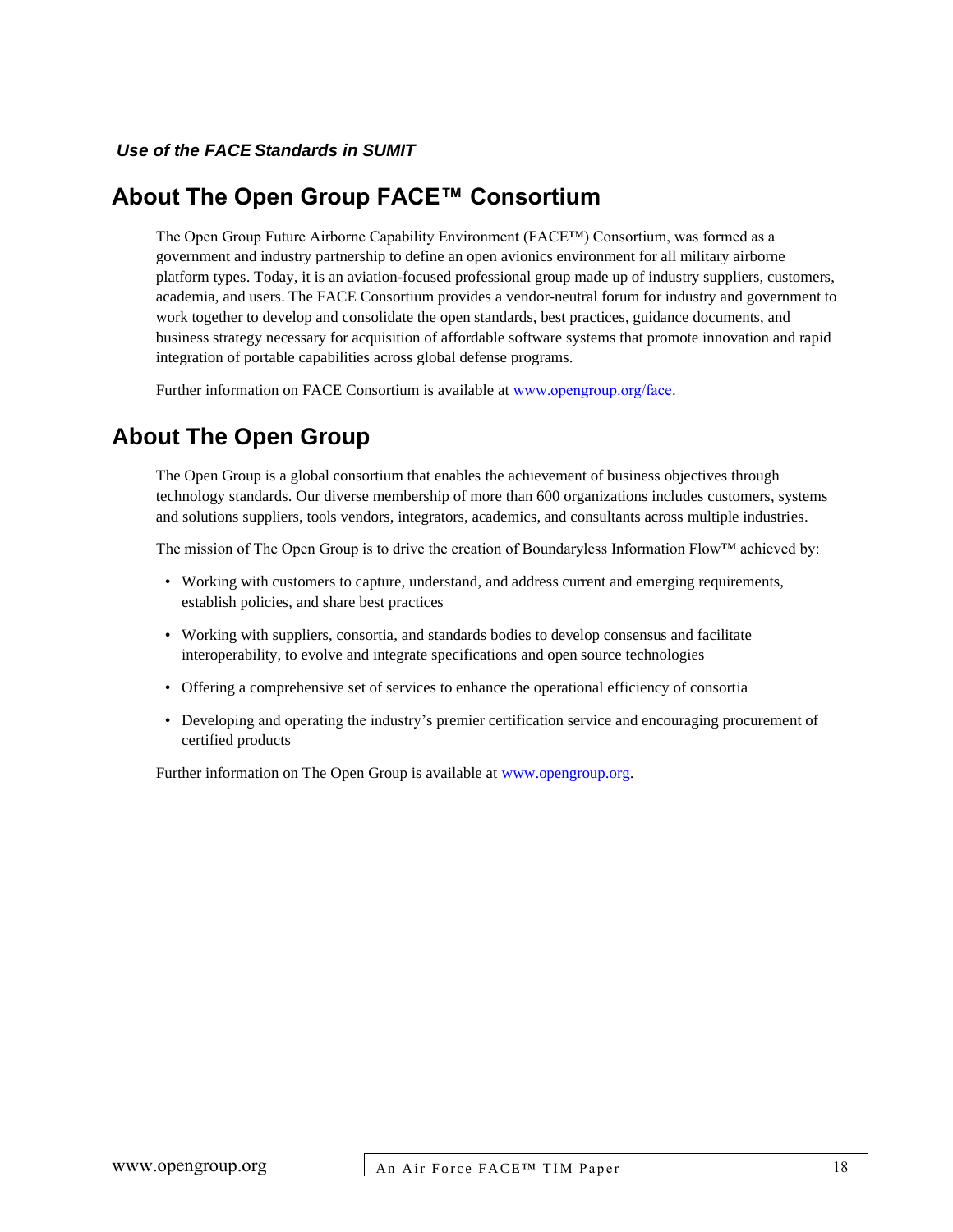## About The Open Group FACE™ Consortium

The Open Group Future Airborne Capability Environment (FACE™) Consortium, was formed as a government and industry partnership to define an open avionics environment for all military airborne platform types. Today, it is an aviation-focused professional group made up of industry suppliers, customers, academia, and users. The FACE Consortium provides a vendor-neutral forum for industry and government to work together to develop and consolidate the open standards, best practices, guidance documents, and business strategy necessary for acquisition of affordable software systems that promote innovation and rapid integration of portable capabilities across global defense programs.

Further information on FACE Consortium is available at www.opengroup.org/face.

## About The Open Group

The Open Group is a global consortium that enables the achievement of business objectives through technology standards. Our diverse membership of more than 600 organizations includes customers, systems and solutions suppliers, tools vendors, integrators, academics, and consultants across multiple industries.

The mission of The Open Group is to drive the creation of Boundaryless Information Flow™ achieved by:

- Working with customers to capture, understand, and address current and emerging requirements, establish policies, and share best practices
- Working with suppliers, consortia, and standards bodies to develop consensus and facilitate interoperability, to evolve and integrate specifications and open source technologies
- Offering a comprehensive set of services to enhance the operational efficiency of consortia
- Developing and operating the industry's premier certification service and encouraging procurement of certified products

Further information on The Open Group is available at www.opengroup.org.